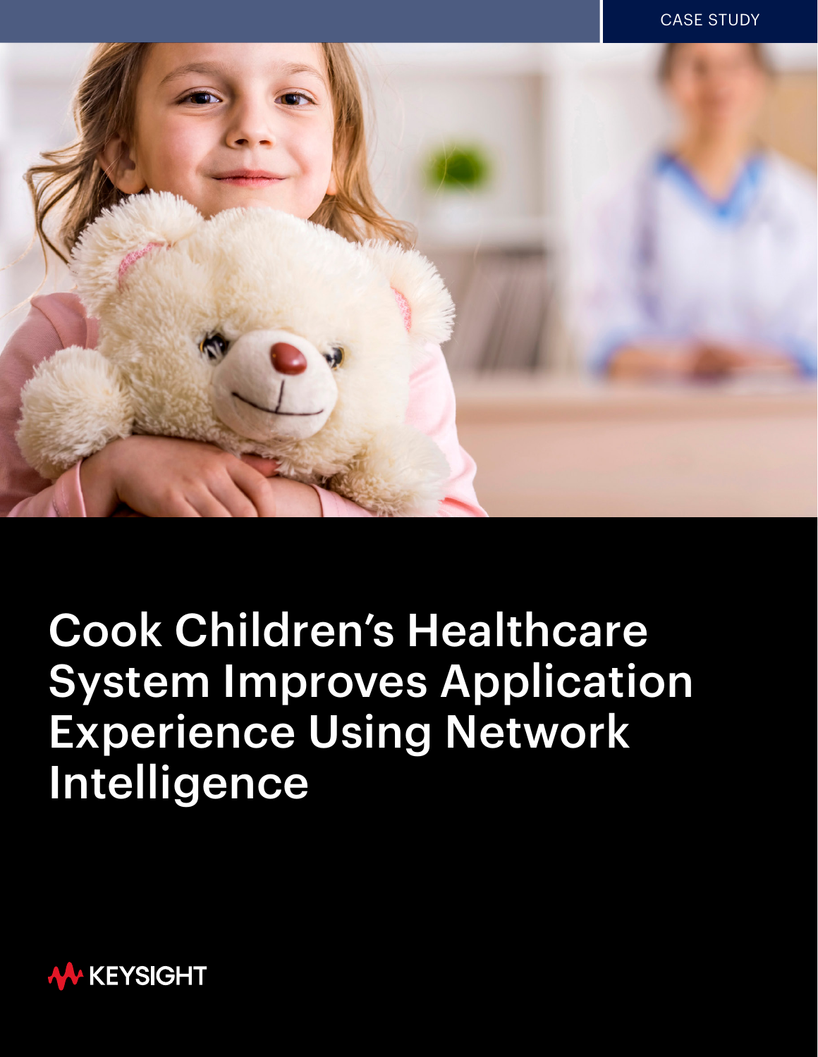CASE STUDY

# Cook Children's Healthcare System Improves Application Experience Using Network Intelligence

KEYSIGHT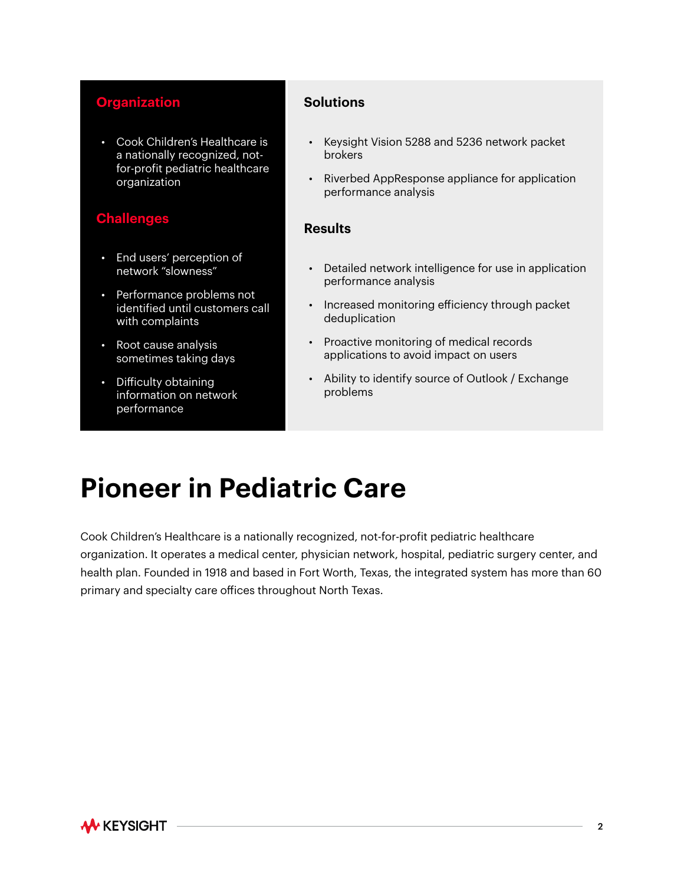## Organization

- Cook Children's Healthcare is a nationally recognized, not-for-profit pediatric healthcare organization

## Challenges

- End users' perception of network "slowness"
- Performance problems not identified until customers call with complaints
- Root cause analysis sometimes taking days
- Difficulty obtaining information on network performance

## Solutions

- Keysight Vision 5288 and 5236 network packet brokers
- Riverbed AppResponse appliance for application performance analysis

## Results

- Detailed network intelligence for use in application performance analysis
- Increased monitoring efficiency through packet deduplication
- Proactive monitoring of medical records applications to avoid impact on users
- Ability to identify source of Outlook / Exchange problems

# Pioneer in Pediatric Care

Cook Children's Healthcare is a nationally recognized, not-for-profit pediatric healthcare organization. It operates a medical center, physician network, hospital, pediatric surgery center, and health plan. Founded in 1918 and based in Fort Worth, Texas, the integrated system has more than 60 primary and specialty care offices throughout North Texas.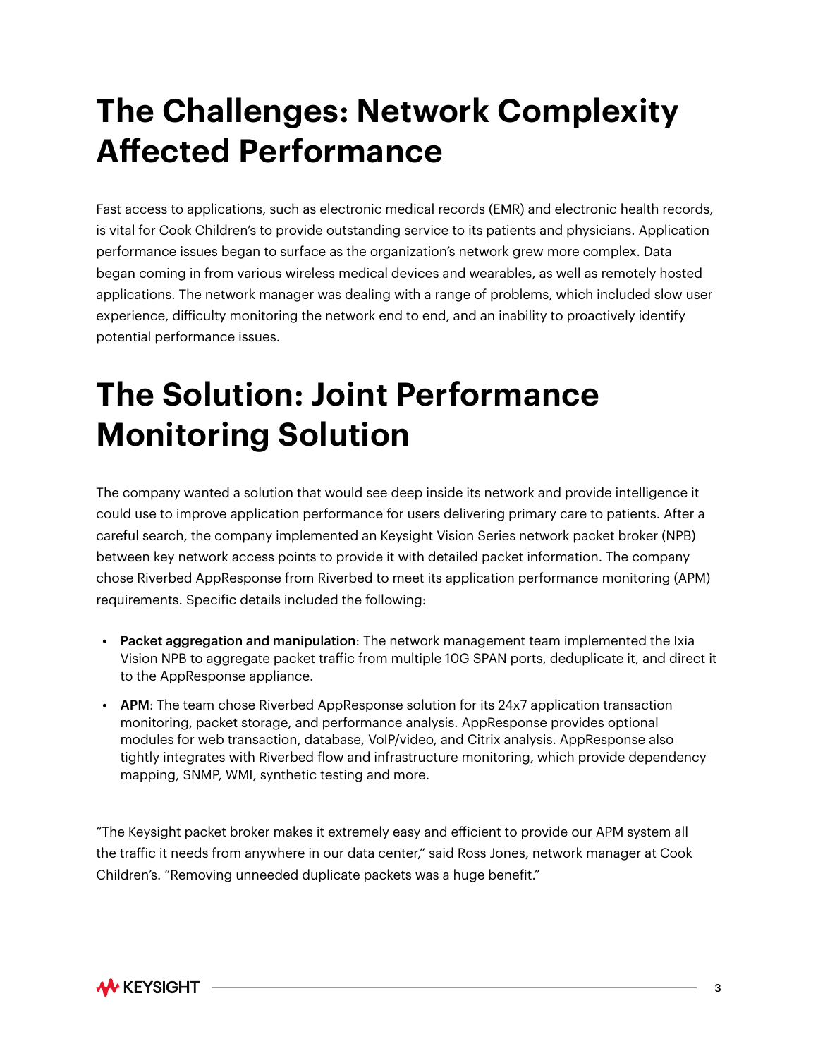# The Challenges: Network Complexity Affected Performance

Fast access to applications, such as electronic medical records (EMR) and electronic health records, is vital for Cook Children's to provide outstanding service to its patients and physicians. Application performance issues began to surface as the organization's network grew more complex. Data began coming in from various wireless medical devices and wearables, as well as remotely hosted applications. The network manager was dealing with a range of problems, which included slow user experience, difficulty monitoring the network end to end, and an inability to proactively identify potential performance issues.

# The Solution: Joint Performance Monitoring Solution

The company wanted a solution that would see deep inside its network and provide intelligence it could use to improve application performance for users delivering primary care to patients. After a careful search, the company implemented an Keysight Vision Series network packet broker (NPB) between key network access points to provide it with detailed packet information. The company chose Riverbed AppResponse from Riverbed to meet its application performance monitoring (APM) requirements. Specific details included the following:

- **Packet aggregation and manipulation**: The network management team implemented the Ixia Vision NPB to aggregate packet traffic from multiple 10G SPAN ports, deduplicate it, and direct it to the AppResponse appliance.
- **APM**: The team chose Riverbed AppResponse solution for its 24x7 application transaction monitoring, packet storage, and performance analysis. AppResponse provides optional modules for web transaction, database, VoIP/video, and Citrix analysis. AppResponse also tightly integrates with Riverbed flow and infrastructure monitoring, which provide dependency mapping, SNMP, WMI, synthetic testing and more.

"The Keysight packet broker makes it extremely easy and efficient to provide our APM system all the traffic it needs from anywhere in our data center," said Ross Jones, network manager at Cook Children's. "Removing unneeded duplicate packets was a huge benefit."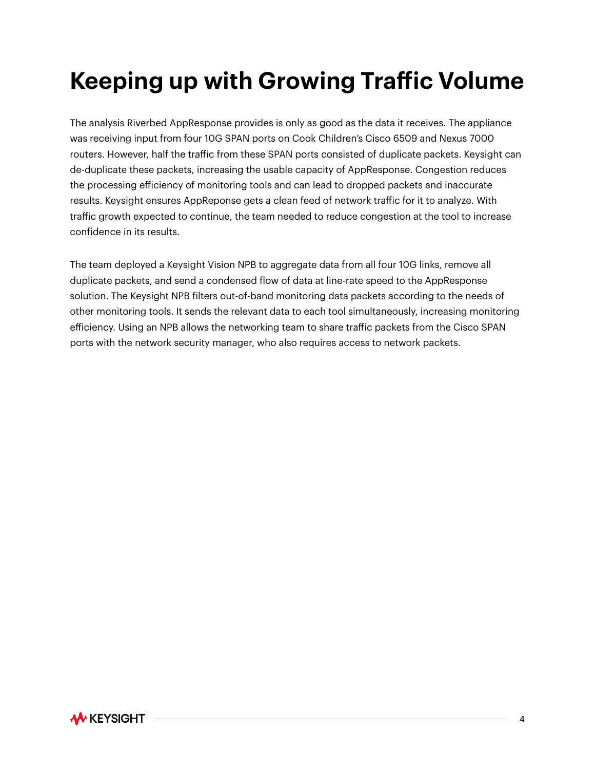# Keeping up with Growing Traffic Volume

The analysis Riverbed AppResponse provides is only as good as the data it receives. The appliance was receiving input from four 10G SPAN ports on Cook Children's Cisco 6509 and Nexus 7000 routers. However, half the traffic from these SPAN ports consisted of duplicate packets. Keysight can de-duplicate these packets, increasing the usable capacity of AppResponse. Congestion reduces the processing efficiency of monitoring tools and can lead to dropped packets and inaccurate results. Keysight ensures AppReponse gets a clean feed of network traffic for it to analyze. With traffic growth expected to continue, the team needed to reduce congestion at the tool to increase confidence in its results.

The team deployed a Keysight Vision NPB to aggregate data from all four 10G links, remove all duplicate packets, and send a condensed flow of data at line-rate speed to the AppResponse solution. The Keysight NPB filters out-of-band monitoring data packets according to the needs of other monitoring tools. It sends the relevant data to each tool simultaneously, increasing monitoring efficiency. Using an NPB allows the networking team to share traffic packets from the Cisco SPAN ports with the network security manager, who also requires access to network packets.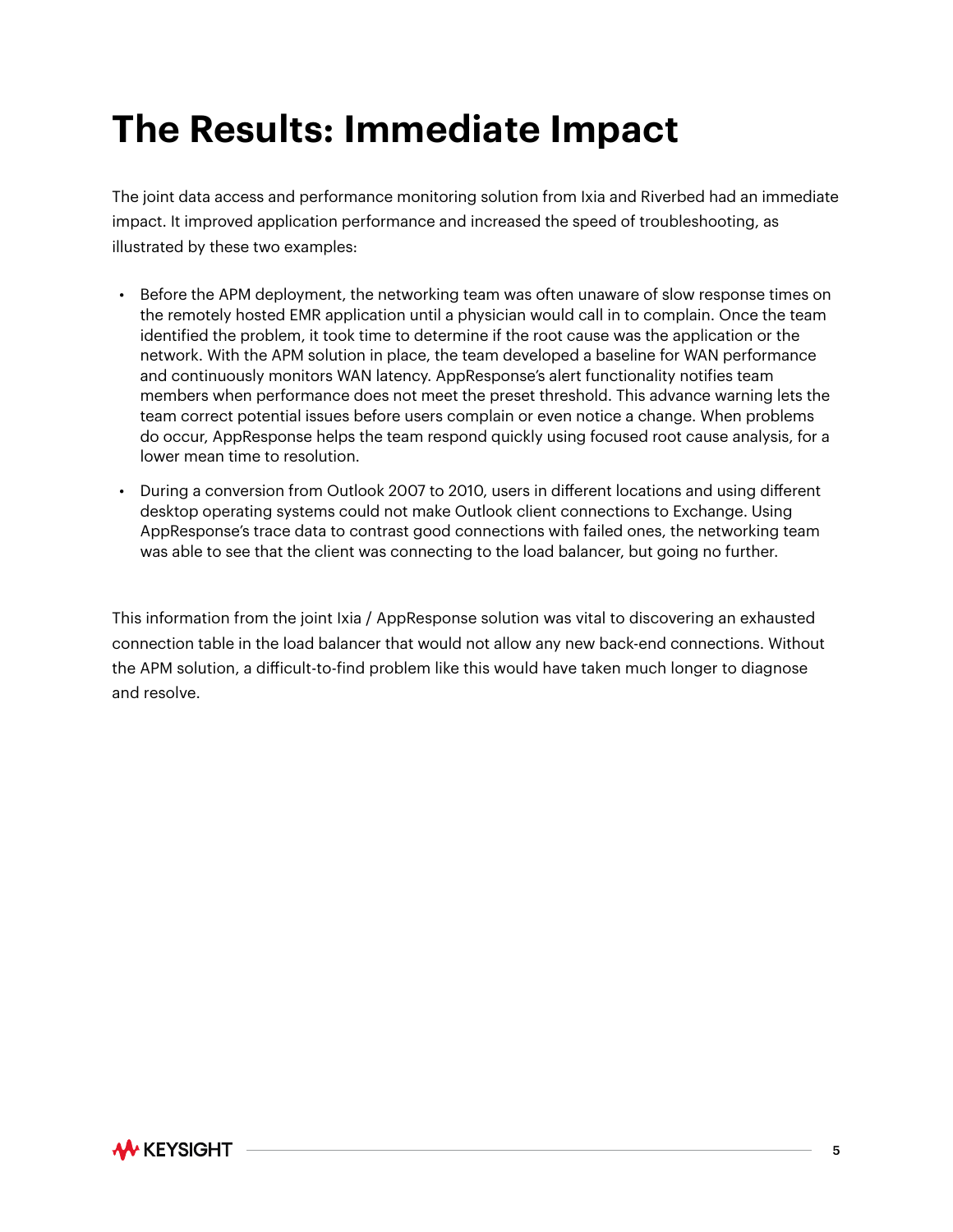# The Results: Immediate Impact

The joint data access and performance monitoring solution from Ixia and Riverbed had an immediate impact. It improved application performance and increased the speed of troubleshooting, as illustrated by these two examples:

- Before the APM deployment, the networking team was often unaware of slow response times on the remotely hosted EMR application until a physician would call in to complain. Once the team identified the problem, it took time to determine if the root cause was the application or the network. With the APM solution in place, the team developed a baseline for WAN performance and continuously monitors WAN latency. AppResponse's alert functionality notifies team members when performance does not meet the preset threshold. This advance warning lets the team correct potential issues before users complain or even notice a change. When problems do occur, AppResponse helps the team respond quickly using focused root cause analysis, for a lower mean time to resolution.
- During a conversion from Outlook 2007 to 2010, users in different locations and using different desktop operating systems could not make Outlook client connections to Exchange. Using AppResponse's trace data to contrast good connections with failed ones, the networking team was able to see that the client was connecting to the load balancer, but going no further.

This information from the joint Ixia / AppResponse solution was vital to discovering an exhausted connection table in the load balancer that would not allow any new back-end connections. Without the APM solution, a difficult-to-find problem like this would have taken much longer to diagnose and resolve.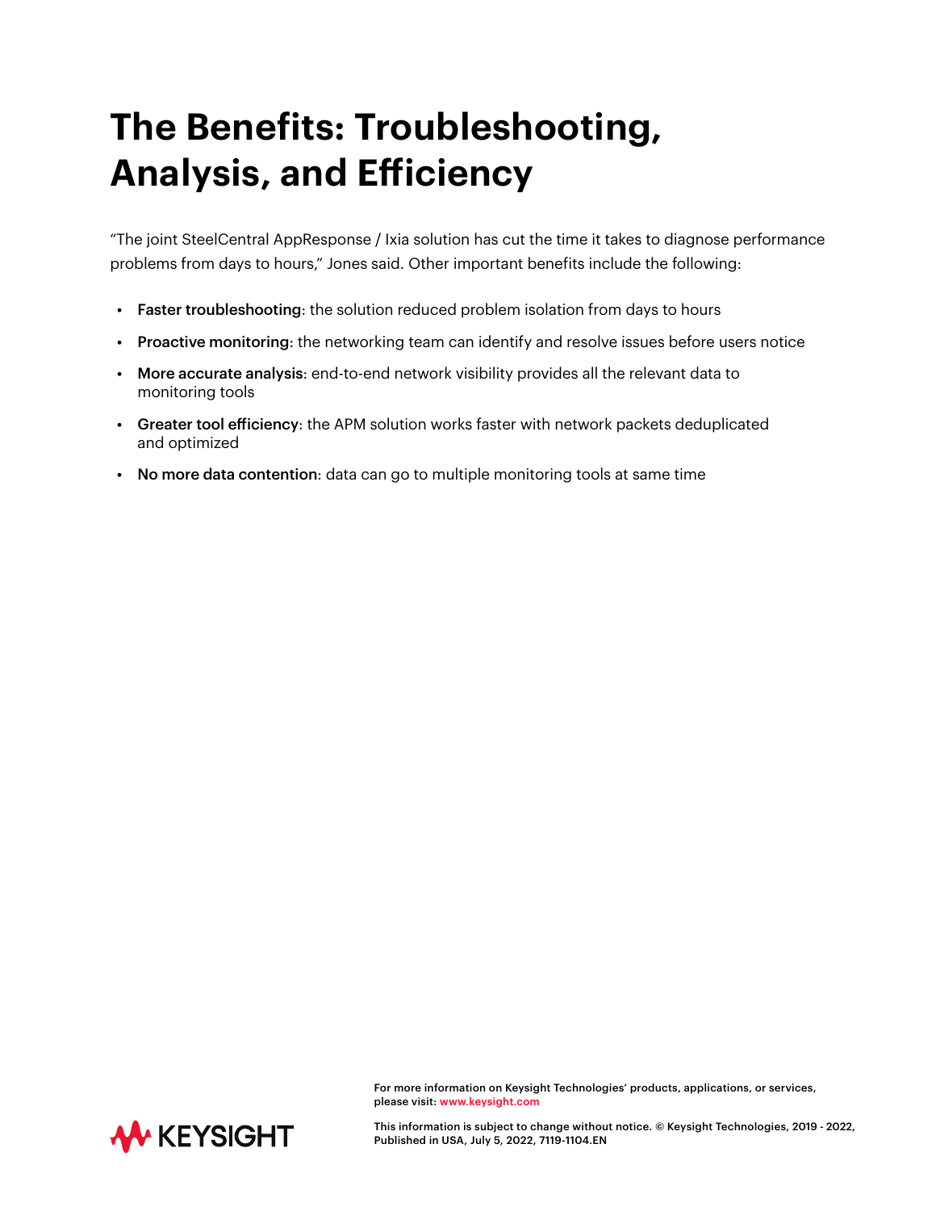# The Benefits: Troubleshooting, Analysis, and Efficiency

"The joint SteelCentral AppResponse / Ixia solution has cut the time it takes to diagnose performance problems from days to hours," Jones said. Other important benefits include the following:

- **Faster troubleshooting**: the solution reduced problem isolation from days to hours
- **Proactive monitoring**: the networking team can identify and resolve issues before users notice
- **More accurate analysis**: end-to-end network visibility provides all the relevant data to monitoring tools
- **Greater tool efficiency**: the APM solution works faster with network packets deduplicated and optimized
- **No more data contention**: data can go to multiple monitoring tools at same time

For more information on Keysight Technologies' products, applications, or services, please visit: www.keysight.com

This information is subject to change without notice. © Keysight Technologies, 2019 - 2022, Published in USA, July 5, 2022, 7119-1104.EN